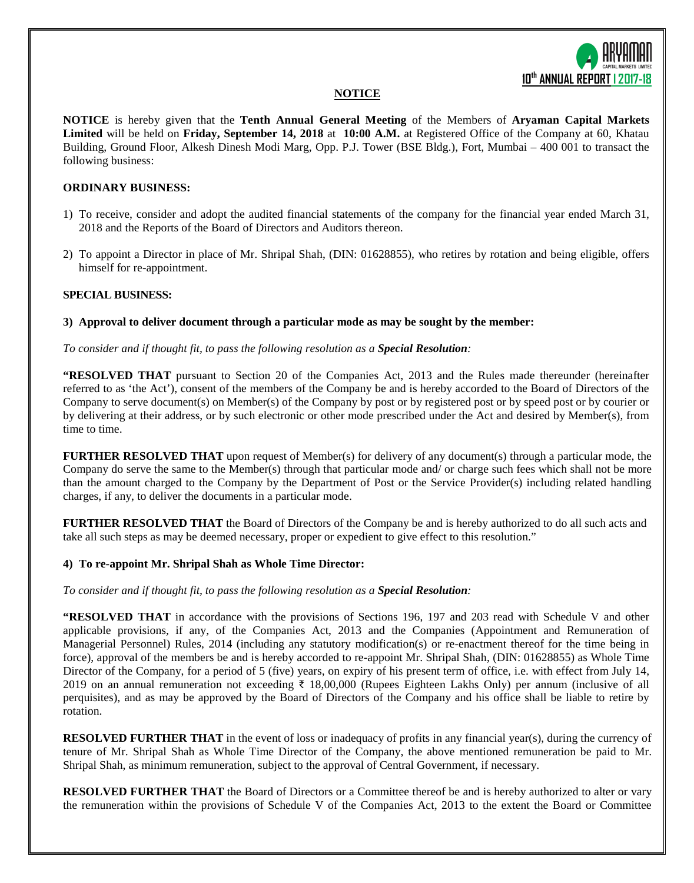## NOTICE

**NOTICE** is hereby given that the **Tenth Annual General Meeting** of the Members of **Aryaman Capital Markets Limited** will be held on **Friday, September 14, 2018** at **10:00 A.M.** at Registered Office of the Company at 60, Khatau Building, Ground Floor, Alkesh Dinesh Modi Marg, Opp. P.J. Tower (BSE Bldg.), Fort, Mumbai – 400 001 to transact the following business:

### ORDINARY BUSINESS:

1) To receive, consider and adopt the audited financial statements of the company for the financial year ended March 31, 2018 and the Reports of the Board of Directors and Auditors thereon.

2) To appoint a Director in place of Mr. Shripal Shah, (DIN: 01628855), who retires by rotation and being eligible, offers himself for re-appointment.

### SPECIAL BUSINESS:

**3) Approval to deliver document through a particular mode as may be sought by the member:**

*To consider and if thought fit, to pass the following resolution as a **Special Resolution**:*

**"RESOLVED THAT** pursuant to Section 20 of the Companies Act, 2013 and the Rules made thereunder (hereinafter referred to as 'the Act'), consent of the members of the Company be and is hereby accorded to the Board of Directors of the Company to serve document(s) on Member(s) of the Company by post or by registered post or by speed post or by courier or by delivering at their address, or by such electronic or other mode prescribed under the Act and desired by Member(s), from time to time.

**FURTHER RESOLVED THAT** upon request of Member(s) for delivery of any document(s) through a particular mode, the Company do serve the same to the Member(s) through that particular mode and/ or charge such fees which shall not be more than the amount charged to the Company by the Department of Post or the Service Provider(s) including related handling charges, if any, to deliver the documents in a particular mode.

**FURTHER RESOLVED THAT** the Board of Directors of the Company be and is hereby authorized to do all such acts and take all such steps as may be deemed necessary, proper or expedient to give effect to this resolution."

**4) To re-appoint Mr. Shripal Shah as Whole Time Director:**

*To consider and if thought fit, to pass the following resolution as a **Special Resolution**:*

**"RESOLVED THAT** in accordance with the provisions of Sections 196, 197 and 203 read with Schedule V and other applicable provisions, if any, of the Companies Act, 2013 and the Companies (Appointment and Remuneration of Managerial Personnel) Rules, 2014 (including any statutory modification(s) or re-enactment thereof for the time being in force), approval of the members be and is hereby accorded to re-appoint Mr. Shripal Shah, (DIN: 01628855) as Whole Time Director of the Company, for a period of 5 (five) years, on expiry of his present term of office, i.e. with effect from July 14, 2019 on an annual remuneration not exceeding ₹ 18,00,000 (Rupees Eighteen Lakhs Only) per annum (inclusive of all perquisites), and as may be approved by the Board of Directors of the Company and his office shall be liable to retire by rotation.

**RESOLVED FURTHER THAT** in the event of loss or inadequacy of profits in any financial year(s), during the currency of tenure of Mr. Shripal Shah as Whole Time Director of the Company, the above mentioned remuneration be paid to Mr. Shripal Shah, as minimum remuneration, subject to the approval of Central Government, if necessary.

**RESOLVED FURTHER THAT** the Board of Directors or a Committee thereof be and is hereby authorized to alter or vary the remuneration within the provisions of Schedule V of the Companies Act, 2013 to the extent the Board or Committee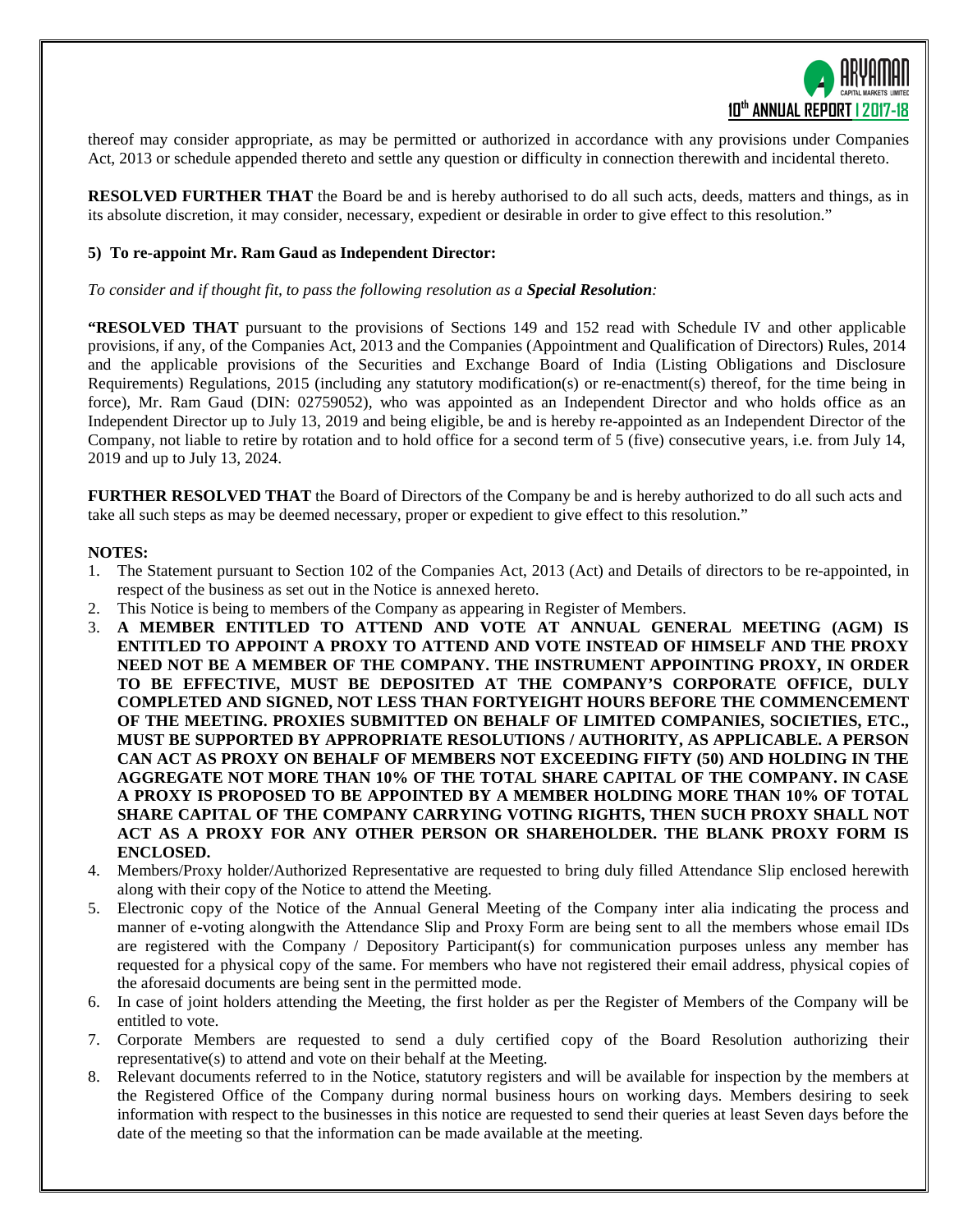thereof may consider appropriate, as may be permitted or authorized in accordance with any provisions under Companies Act, 2013 or schedule appended thereto and settle any question or difficulty in connection therewith and incidental thereto.

**RESOLVED FURTHER THAT** the Board be and is hereby authorised to do all such acts, deeds, matters and things, as in its absolute discretion, it may consider, necessary, expedient or desirable in order to give effect to this resolution."

**5) To re-appoint Mr. Ram Gaud as Independent Director:**

*To consider and if thought fit, to pass the following resolution as a **Special Resolution**:*

**"RESOLVED THAT** pursuant to the provisions of Sections 149 and 152 read with Schedule IV and other applicable provisions, if any, of the Companies Act, 2013 and the Companies (Appointment and Qualification of Directors) Rules, 2014 and the applicable provisions of the Securities and Exchange Board of India (Listing Obligations and Disclosure Requirements) Regulations, 2015 (including any statutory modification(s) or re-enactment(s) thereof, for the time being in force), Mr. Ram Gaud (DIN: 02759052), who was appointed as an Independent Director and who holds office as an Independent Director up to July 13, 2019 and being eligible, be and is hereby re-appointed as an Independent Director of the Company, not liable to retire by rotation and to hold office for a second term of 5 (five) consecutive years, i.e. from July 14, 2019 and up to July 13, 2024.

**FURTHER RESOLVED THAT** the Board of Directors of the Company be and is hereby authorized to do all such acts and take all such steps as may be deemed necessary, proper or expedient to give effect to this resolution."

**NOTES:**

1. The Statement pursuant to Section 102 of the Companies Act, 2013 (Act) and Details of directors to be re-appointed, in respect of the business as set out in the Notice is annexed hereto.
2. This Notice is being to members of the Company as appearing in Register of Members.
3. **A MEMBER ENTITLED TO ATTEND AND VOTE AT ANNUAL GENERAL MEETING (AGM) IS ENTITLED TO APPOINT A PROXY TO ATTEND AND VOTE INSTEAD OF HIMSELF AND THE PROXY NEED NOT BE A MEMBER OF THE COMPANY. THE INSTRUMENT APPOINTING PROXY, IN ORDER TO BE EFFECTIVE, MUST BE DEPOSITED AT THE COMPANY'S CORPORATE OFFICE, DULY COMPLETED AND SIGNED, NOT LESS THAN FORTYEIGHT HOURS BEFORE THE COMMENCEMENT OF THE MEETING. PROXIES SUBMITTED ON BEHALF OF LIMITED COMPANIES, SOCIETIES, ETC., MUST BE SUPPORTED BY APPROPRIATE RESOLUTIONS / AUTHORITY, AS APPLICABLE. A PERSON CAN ACT AS PROXY ON BEHALF OF MEMBERS NOT EXCEEDING FIFTY (50) AND HOLDING IN THE AGGREGATE NOT MORE THAN 10% OF THE TOTAL SHARE CAPITAL OF THE COMPANY. IN CASE A PROXY IS PROPOSED TO BE APPOINTED BY A MEMBER HOLDING MORE THAN 10% OF TOTAL SHARE CAPITAL OF THE COMPANY CARRYING VOTING RIGHTS, THEN SUCH PROXY SHALL NOT ACT AS A PROXY FOR ANY OTHER PERSON OR SHAREHOLDER. THE BLANK PROXY FORM IS ENCLOSED.**
4. Members/Proxy holder/Authorized Representative are requested to bring duly filled Attendance Slip enclosed herewith along with their copy of the Notice to attend the Meeting.
5. Electronic copy of the Notice of the Annual General Meeting of the Company inter alia indicating the process and manner of e-voting alongwith the Attendance Slip and Proxy Form are being sent to all the members whose email IDs are registered with the Company / Depository Participant(s) for communication purposes unless any member has requested for a physical copy of the same. For members who have not registered their email address, physical copies of the aforesaid documents are being sent in the permitted mode.
6. In case of joint holders attending the Meeting, the first holder as per the Register of Members of the Company will be entitled to vote.
7. Corporate Members are requested to send a duly certified copy of the Board Resolution authorizing their representative(s) to attend and vote on their behalf at the Meeting.
8. Relevant documents referred to in the Notice, statutory registers and will be available for inspection by the members at the Registered Office of the Company during normal business hours on working days. Members desiring to seek information with respect to the businesses in this notice are requested to send their queries at least Seven days before the date of the meeting so that the information can be made available at the meeting.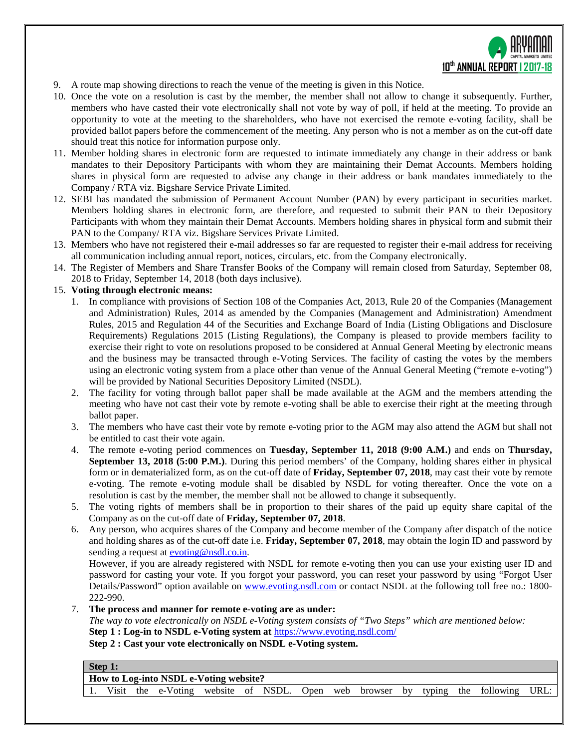9. A route map showing directions to reach the venue of the meeting is given in this Notice.
10. Once the vote on a resolution is cast by the member, the member shall not allow to change it subsequently. Further, members who have casted their vote electronically shall not vote by way of poll, if held at the meeting. To provide an opportunity to vote at the meeting to the shareholders, who have not exercised the remote e-voting facility, shall be provided ballot papers before the commencement of the meeting. Any person who is not a member as on the cut-off date should treat this notice for information purpose only.
11. Member holding shares in electronic form are requested to intimate immediately any change in their address or bank mandates to their Depository Participants with whom they are maintaining their Demat Accounts. Members holding shares in physical form are requested to advise any change in their address or bank mandates immediately to the Company / RTA viz. Bigshare Service Private Limited.
12. SEBI has mandated the submission of Permanent Account Number (PAN) by every participant in securities market. Members holding shares in electronic form, are therefore, and requested to submit their PAN to their Depository Participants with whom they maintain their Demat Accounts. Members holding shares in physical form and submit their PAN to the Company/ RTA viz. Bigshare Services Private Limited.
13. Members who have not registered their e-mail addresses so far are requested to register their e-mail address for receiving all communication including annual report, notices, circulars, etc. from the Company electronically.
14. The Register of Members and Share Transfer Books of the Company will remain closed from Saturday, September 08, 2018 to Friday, September 14, 2018 (both days inclusive).
15. **Voting through electronic means:**
    1. In compliance with provisions of Section 108 of the Companies Act, 2013, Rule 20 of the Companies (Management and Administration) Rules, 2014 as amended by the Companies (Management and Administration) Amendment Rules, 2015 and Regulation 44 of the Securities and Exchange Board of India (Listing Obligations and Disclosure Requirements) Regulations 2015 (Listing Regulations), the Company is pleased to provide members facility to exercise their right to vote on resolutions proposed to be considered at Annual General Meeting by electronic means and the business may be transacted through e-Voting Services. The facility of casting the votes by the members using an electronic voting system from a place other than venue of the Annual General Meeting ("remote e-voting") will be provided by National Securities Depository Limited (NSDL).
    2. The facility for voting through ballot paper shall be made available at the AGM and the members attending the meeting who have not cast their vote by remote e-voting shall be able to exercise their right at the meeting through ballot paper.
    3. The members who have cast their vote by remote e-voting prior to the AGM may also attend the AGM but shall not be entitled to cast their vote again.
    4. The remote e-voting period commences on **Tuesday, September 11, 2018 (9:00 A.M.)** and ends on **Thursday, September 13, 2018 (5:00 P.M.)**. During this period members' of the Company, holding shares either in physical form or in dematerialized form, as on the cut-off date of **Friday, September 07, 2018**, may cast their vote by remote e-voting. The remote e-voting module shall be disabled by NSDL for voting thereafter. Once the vote on a resolution is cast by the member, the member shall not be allowed to change it subsequently.
    5. The voting rights of members shall be in proportion to their shares of the paid up equity share capital of the Company as on the cut-off date of **Friday, September 07, 2018**.
    6. Any person, who acquires shares of the Company and become member of the Company after dispatch of the notice and holding shares as of the cut-off date i.e. **Friday, September 07, 2018**, may obtain the login ID and password by sending a request at evoting@nsdl.co.in.

       However, if you are already registered with NSDL for remote e-voting then you can use your existing user ID and password for casting your vote. If you forgot your password, you can reset your password by using "Forgot User Details/Password" option available on www.evoting.nsdl.com or contact NSDL at the following toll free no.: 1800-222-990.
    7. **The process and manner for remote e-voting are as under:**

       *The way to vote electronically on NSDL e-Voting system consists of "Two Steps" which are mentioned below:*

       **Step 1 : Log-in to NSDL e-Voting system at** https://www.evoting.nsdl.com/

       **Step 2 : Cast your vote electronically on NSDL e-Voting system.**

| **Step 1:** |
|---|
| **How to Log-into NSDL e-Voting website?** |
| 1. Visit the e-Voting website of NSDL. Open web browser by typing the following URL: |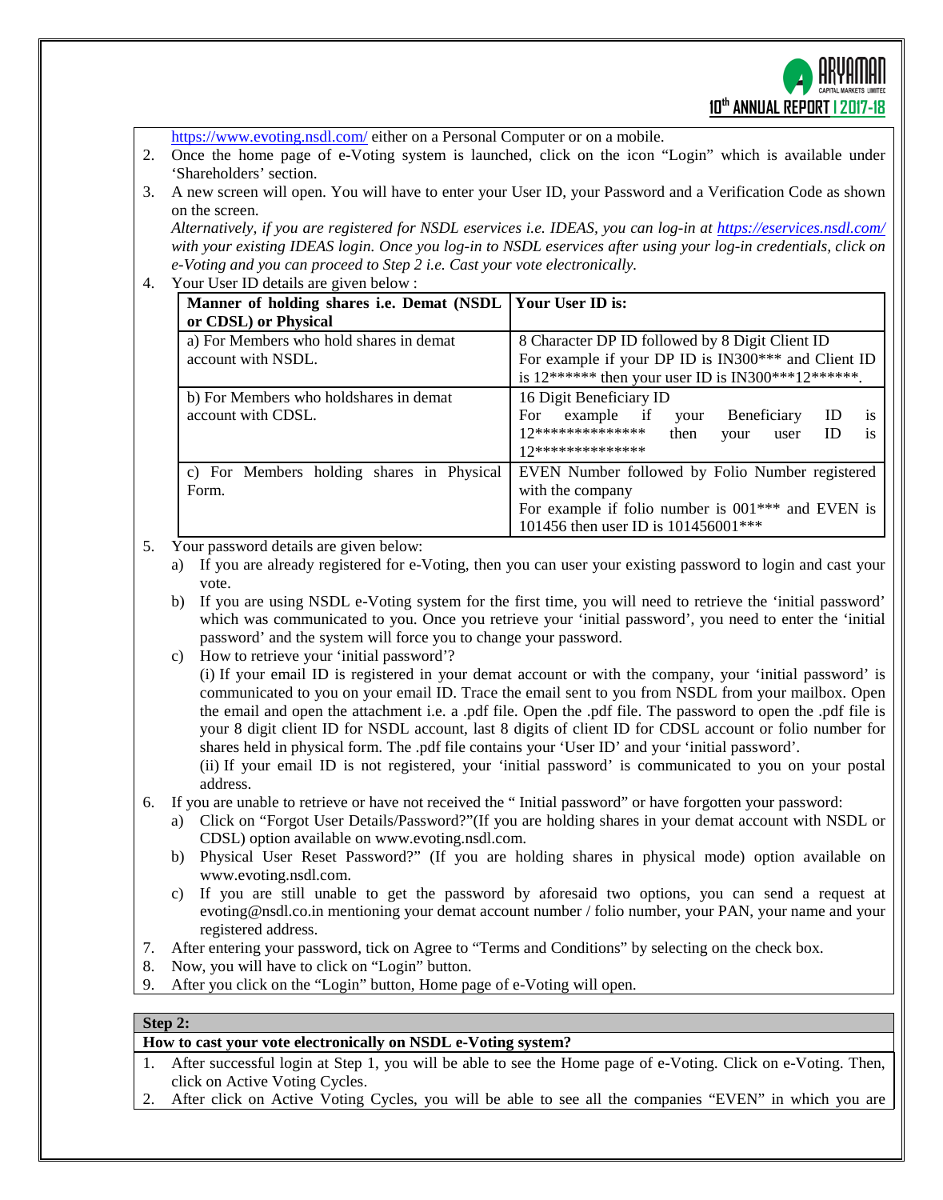https://www.evoting.nsdl.com/ either on a Personal Computer or on a mobile.

2. Once the home page of e-Voting system is launched, click on the icon "Login" which is available under 'Shareholders' section.
3. A new screen will open. You will have to enter your User ID, your Password and a Verification Code as shown on the screen.
   *Alternatively, if you are registered for NSDL eservices i.e. IDEAS, you can log-in at https://eservices.nsdl.com/ with your existing IDEAS login. Once you log-in to NSDL eservices after using your log-in credentials, click on e-Voting and you can proceed to Step 2 i.e. Cast your vote electronically.*
4. Your User ID details are given below :

| Manner of holding shares i.e. Demat (NSDL or CDSL) or Physical | Your User ID is: |
|---|---|
| a) For Members who hold shares in demat account with NSDL. | 8 Character DP ID followed by 8 Digit Client ID<br>For example if your DP ID is IN300*** and Client ID is 12****** then your user ID is IN300***12******. |
| b) For Members who holdshares in demat account with CDSL. | 16 Digit Beneficiary ID<br>For example if your Beneficiary ID is 12************** then your user ID is 12************** |
| c) For Members holding shares in Physical Form. | EVEN Number followed by Folio Number registered with the company<br>For example if folio number is 001*** and EVEN is 101456 then user ID is 101456001*** |

5. Your password details are given below:
   a) If you are already registered for e-Voting, then you can user your existing password to login and cast your vote.
   b) If you are using NSDL e-Voting system for the first time, you will need to retrieve the 'initial password' which was communicated to you. Once you retrieve your 'initial password', you need to enter the 'initial password' and the system will force you to change your password.
   c) How to retrieve your 'initial password'?
      (i) If your email ID is registered in your demat account or with the company, your 'initial password' is communicated to you on your email ID. Trace the email sent to you from NSDL from your mailbox. Open the email and open the attachment i.e. a .pdf file. Open the .pdf file. The password to open the .pdf file is your 8 digit client ID for NSDL account, last 8 digits of client ID for CDSL account or folio number for shares held in physical form. The .pdf file contains your 'User ID' and your 'initial password'.
      (ii) If your email ID is not registered, your 'initial password' is communicated to you on your postal address.
6. If you are unable to retrieve or have not received the " Initial password" or have forgotten your password:
   a) Click on "Forgot User Details/Password?"(If you are holding shares in your demat account with NSDL or CDSL) option available on www.evoting.nsdl.com.
   b) Physical User Reset Password?" (If you are holding shares in physical mode) option available on www.evoting.nsdl.com.
   c) If you are still unable to get the password by aforesaid two options, you can send a request at evoting@nsdl.co.in mentioning your demat account number / folio number, your PAN, your name and your registered address.
7. After entering your password, tick on Agree to "Terms and Conditions" by selecting on the check box.
8. Now, you will have to click on "Login" button.
9. After you click on the "Login" button, Home page of e-Voting will open.

**Step 2:**

**How to cast your vote electronically on NSDL e-Voting system?**

1. After successful login at Step 1, you will be able to see the Home page of e-Voting. Click on e-Voting. Then, click on Active Voting Cycles.
2. After click on Active Voting Cycles, you will be able to see all the companies "EVEN" in which you are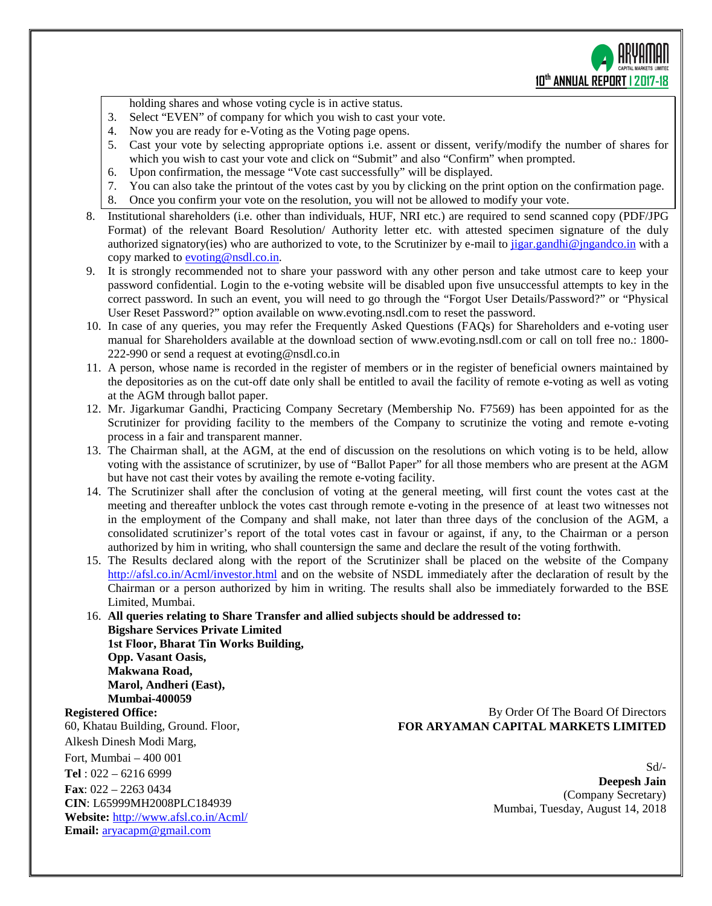holding shares and whose voting cycle is in active status.

3. Select "EVEN" of company for which you wish to cast your vote.
4. Now you are ready for e-Voting as the Voting page opens.
5. Cast your vote by selecting appropriate options i.e. assent or dissent, verify/modify the number of shares for which you wish to cast your vote and click on "Submit" and also "Confirm" when prompted.
6. Upon confirmation, the message "Vote cast successfully" will be displayed.
7. You can also take the printout of the votes cast by you by clicking on the print option on the confirmation page.
8. Once you confirm your vote on the resolution, you will not be allowed to modify your vote.

8. Institutional shareholders (i.e. other than individuals, HUF, NRI etc.) are required to send scanned copy (PDF/JPG Format) of the relevant Board Resolution/ Authority letter etc. with attested specimen signature of the duly authorized signatory(ies) who are authorized to vote, to the Scrutinizer by e-mail to jigar.gandhi@jngandco.in with a copy marked to evoting@nsdl.co.in.
9. It is strongly recommended not to share your password with any other person and take utmost care to keep your password confidential. Login to the e-voting website will be disabled upon five unsuccessful attempts to key in the correct password. In such an event, you will need to go through the "Forgot User Details/Password?" or "Physical User Reset Password?" option available on www.evoting.nsdl.com to reset the password.
10. In case of any queries, you may refer the Frequently Asked Questions (FAQs) for Shareholders and e-voting user manual for Shareholders available at the download section of www.evoting.nsdl.com or call on toll free no.: 1800-222-990 or send a request at evoting@nsdl.co.in
11. A person, whose name is recorded in the register of members or in the register of beneficial owners maintained by the depositories as on the cut-off date only shall be entitled to avail the facility of remote e-voting as well as voting at the AGM through ballot paper.
12. Mr. Jigarkumar Gandhi, Practicing Company Secretary (Membership No. F7569) has been appointed for as the Scrutinizer for providing facility to the members of the Company to scrutinize the voting and remote e-voting process in a fair and transparent manner.
13. The Chairman shall, at the AGM, at the end of discussion on the resolutions on which voting is to be held, allow voting with the assistance of scrutinizer, by use of "Ballot Paper" for all those members who are present at the AGM but have not cast their votes by availing the remote e-voting facility.
14. The Scrutinizer shall after the conclusion of voting at the general meeting, will first count the votes cast at the meeting and thereafter unblock the votes cast through remote e-voting in the presence of at least two witnesses not in the employment of the Company and shall make, not later than three days of the conclusion of the AGM, a consolidated scrutinizer's report of the total votes cast in favour or against, if any, to the Chairman or a person authorized by him in writing, who shall countersign the same and declare the result of the voting forthwith.
15. The Results declared along with the report of the Scrutinizer shall be placed on the website of the Company http://afsl.co.in/Acml/investor.html and on the website of NSDL immediately after the declaration of result by the Chairman or a person authorized by him in writing. The results shall also be immediately forwarded to the BSE Limited, Mumbai.
16. **All queries relating to Share Transfer and allied subjects should be addressed to:**
    **Bigshare Services Private Limited**
    **1st Floor, Bharat Tin Works Building,**
    **Opp. Vasant Oasis,**
    **Makwana Road,**
    **Marol, Andheri (East),**
    **Mumbai-400059**

**Registered Office:**
60, Khatau Building, Ground. Floor,
Alkesh Dinesh Modi Marg,
Fort, Mumbai – 400 001
**Tel** : 022 – 6216 6999
**Fax**: 022 – 2263 0434
**CIN**: L65999MH2008PLC184939
**Website:** http://www.afsl.co.in/Acml/
**Email:** aryacapm@gmail.com

By Order Of The Board Of Directors
**FOR ARYAMAN CAPITAL MARKETS LIMITED**

Sd/-
**Deepesh Jain**
(Company Secretary)
Mumbai, Tuesday, August 14, 2018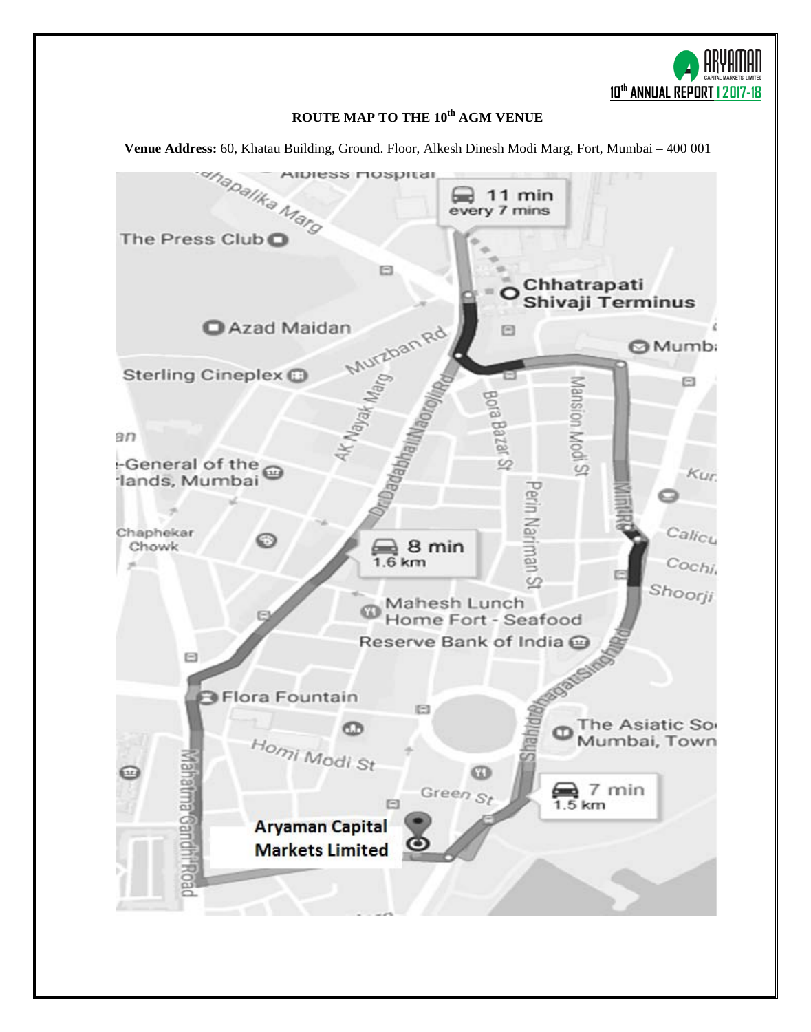## ROUTE MAP TO THE 10th AGM VENUE

**Venue Address:** 60, Khatau Building, Ground. Floor, Alkesh Dinesh Modi Marg, Fort, Mumbai – 400 001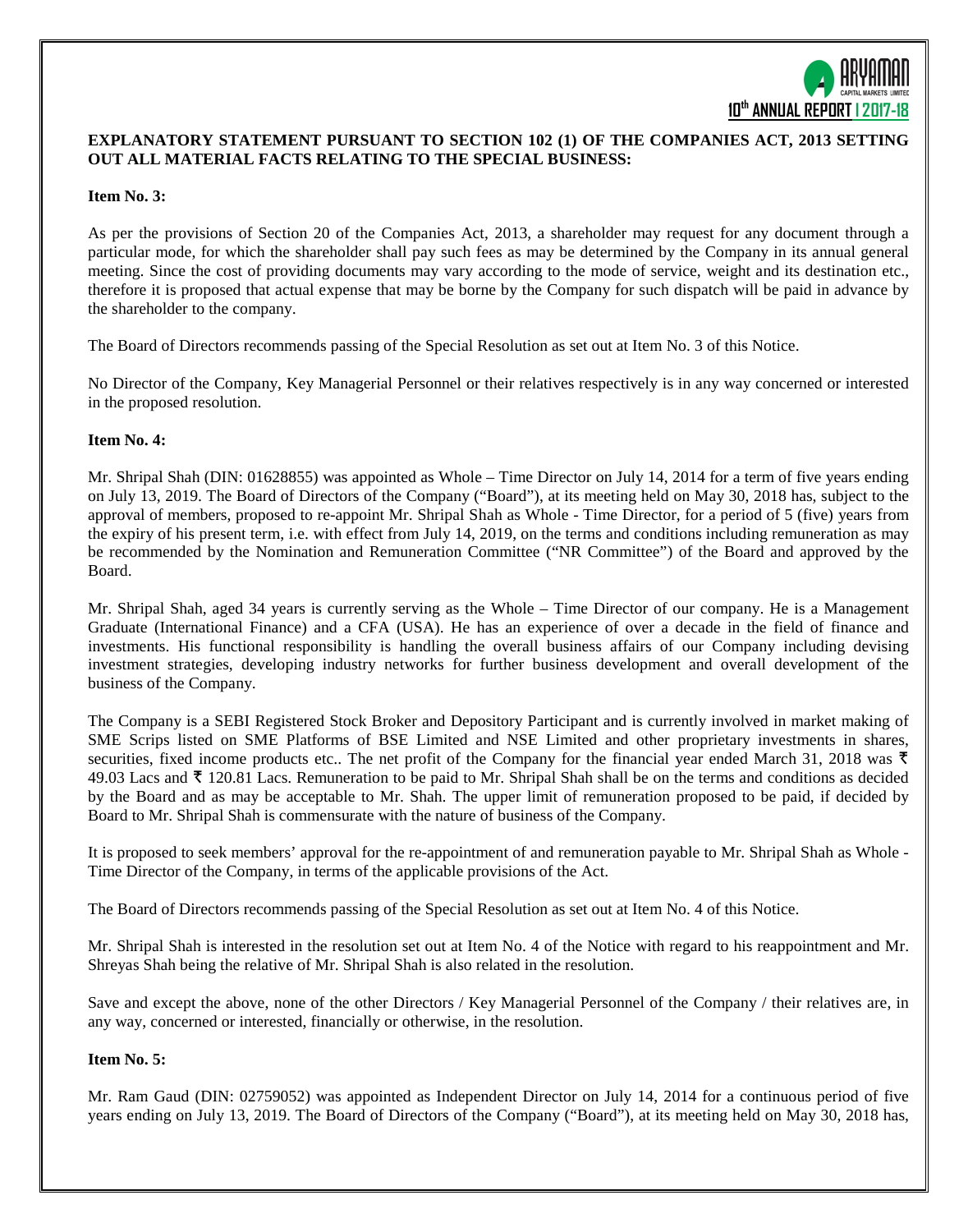**EXPLANATORY STATEMENT PURSUANT TO SECTION 102 (1) OF THE COMPANIES ACT, 2013 SETTING OUT ALL MATERIAL FACTS RELATING TO THE SPECIAL BUSINESS:**

**Item No. 3:**

As per the provisions of Section 20 of the Companies Act, 2013, a shareholder may request for any document through a particular mode, for which the shareholder shall pay such fees as may be determined by the Company in its annual general meeting. Since the cost of providing documents may vary according to the mode of service, weight and its destination etc., therefore it is proposed that actual expense that may be borne by the Company for such dispatch will be paid in advance by the shareholder to the company.

The Board of Directors recommends passing of the Special Resolution as set out at Item No. 3 of this Notice.

No Director of the Company, Key Managerial Personnel or their relatives respectively is in any way concerned or interested in the proposed resolution.

**Item No. 4:**

Mr. Shripal Shah (DIN: 01628855) was appointed as Whole – Time Director on July 14, 2014 for a term of five years ending on July 13, 2019. The Board of Directors of the Company ("Board"), at its meeting held on May 30, 2018 has, subject to the approval of members, proposed to re-appoint Mr. Shripal Shah as Whole - Time Director, for a period of 5 (five) years from the expiry of his present term, i.e. with effect from July 14, 2019, on the terms and conditions including remuneration as may be recommended by the Nomination and Remuneration Committee ("NR Committee") of the Board and approved by the Board.

Mr. Shripal Shah, aged 34 years is currently serving as the Whole – Time Director of our company. He is a Management Graduate (International Finance) and a CFA (USA). He has an experience of over a decade in the field of finance and investments. His functional responsibility is handling the overall business affairs of our Company including devising investment strategies, developing industry networks for further business development and overall development of the business of the Company.

The Company is a SEBI Registered Stock Broker and Depository Participant and is currently involved in market making of SME Scrips listed on SME Platforms of BSE Limited and NSE Limited and other proprietary investments in shares, securities, fixed income products etc.. The net profit of the Company for the financial year ended March 31, 2018 was ₹ 49.03 Lacs and ₹ 120.81 Lacs. Remuneration to be paid to Mr. Shripal Shah shall be on the terms and conditions as decided by the Board and as may be acceptable to Mr. Shah. The upper limit of remuneration proposed to be paid, if decided by Board to Mr. Shripal Shah is commensurate with the nature of business of the Company.

It is proposed to seek members' approval for the re-appointment of and remuneration payable to Mr. Shripal Shah as Whole - Time Director of the Company, in terms of the applicable provisions of the Act.

The Board of Directors recommends passing of the Special Resolution as set out at Item No. 4 of this Notice.

Mr. Shripal Shah is interested in the resolution set out at Item No. 4 of the Notice with regard to his reappointment and Mr. Shreyas Shah being the relative of Mr. Shripal Shah is also related in the resolution.

Save and except the above, none of the other Directors / Key Managerial Personnel of the Company / their relatives are, in any way, concerned or interested, financially or otherwise, in the resolution.

**Item No. 5:**

Mr. Ram Gaud (DIN: 02759052) was appointed as Independent Director on July 14, 2014 for a continuous period of five years ending on July 13, 2019. The Board of Directors of the Company ("Board"), at its meeting held on May 30, 2018 has,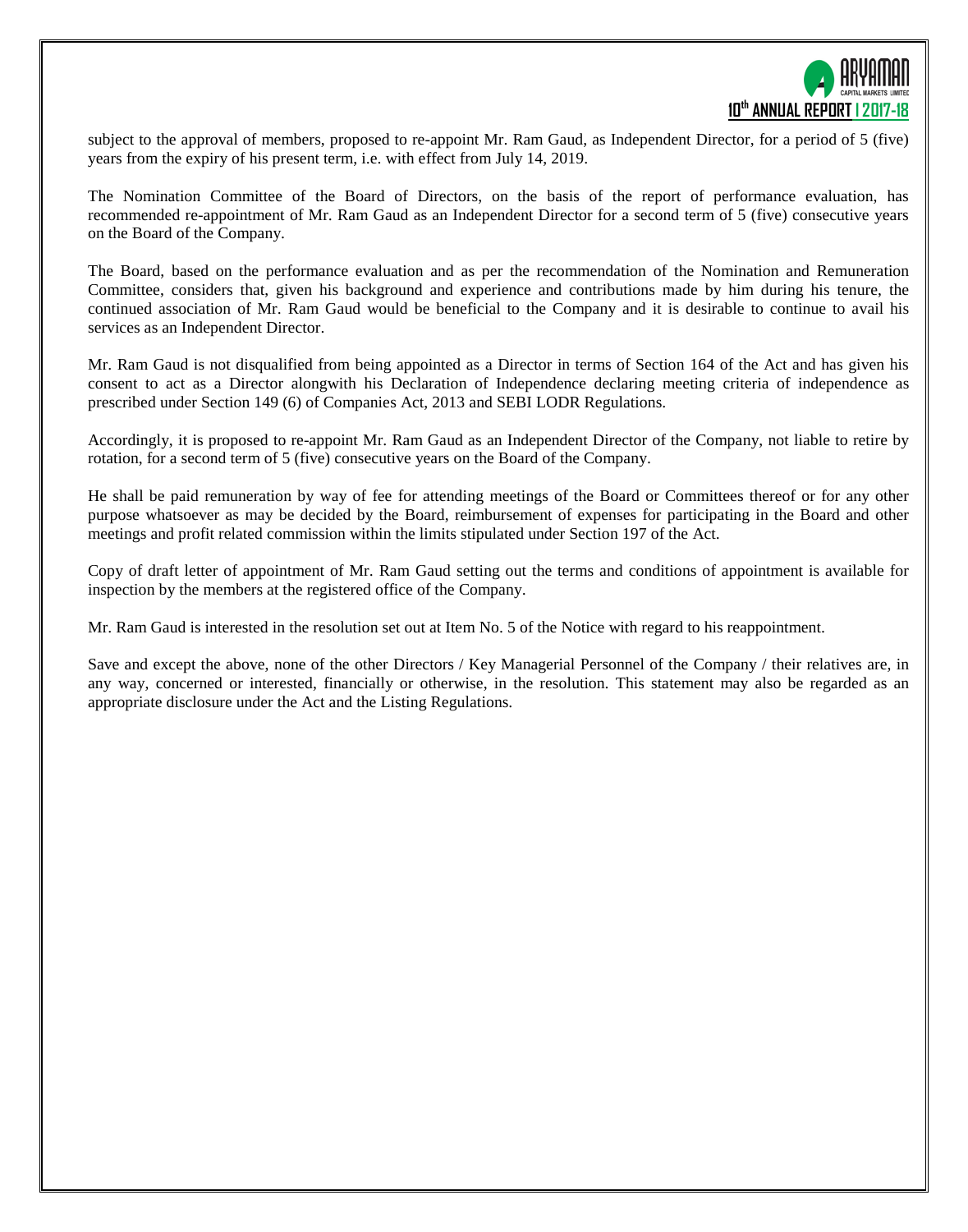subject to the approval of members, proposed to re-appoint Mr. Ram Gaud, as Independent Director, for a period of 5 (five) years from the expiry of his present term, i.e. with effect from July 14, 2019.

The Nomination Committee of the Board of Directors, on the basis of the report of performance evaluation, has recommended re-appointment of Mr. Ram Gaud as an Independent Director for a second term of 5 (five) consecutive years on the Board of the Company.

The Board, based on the performance evaluation and as per the recommendation of the Nomination and Remuneration Committee, considers that, given his background and experience and contributions made by him during his tenure, the continued association of Mr. Ram Gaud would be beneficial to the Company and it is desirable to continue to avail his services as an Independent Director.

Mr. Ram Gaud is not disqualified from being appointed as a Director in terms of Section 164 of the Act and has given his consent to act as a Director alongwith his Declaration of Independence declaring meeting criteria of independence as prescribed under Section 149 (6) of Companies Act, 2013 and SEBI LODR Regulations.

Accordingly, it is proposed to re-appoint Mr. Ram Gaud as an Independent Director of the Company, not liable to retire by rotation, for a second term of 5 (five) consecutive years on the Board of the Company.

He shall be paid remuneration by way of fee for attending meetings of the Board or Committees thereof or for any other purpose whatsoever as may be decided by the Board, reimbursement of expenses for participating in the Board and other meetings and profit related commission within the limits stipulated under Section 197 of the Act.

Copy of draft letter of appointment of Mr. Ram Gaud setting out the terms and conditions of appointment is available for inspection by the members at the registered office of the Company.

Mr. Ram Gaud is interested in the resolution set out at Item No. 5 of the Notice with regard to his reappointment.

Save and except the above, none of the other Directors / Key Managerial Personnel of the Company / their relatives are, in any way, concerned or interested, financially or otherwise, in the resolution. This statement may also be regarded as an appropriate disclosure under the Act and the Listing Regulations.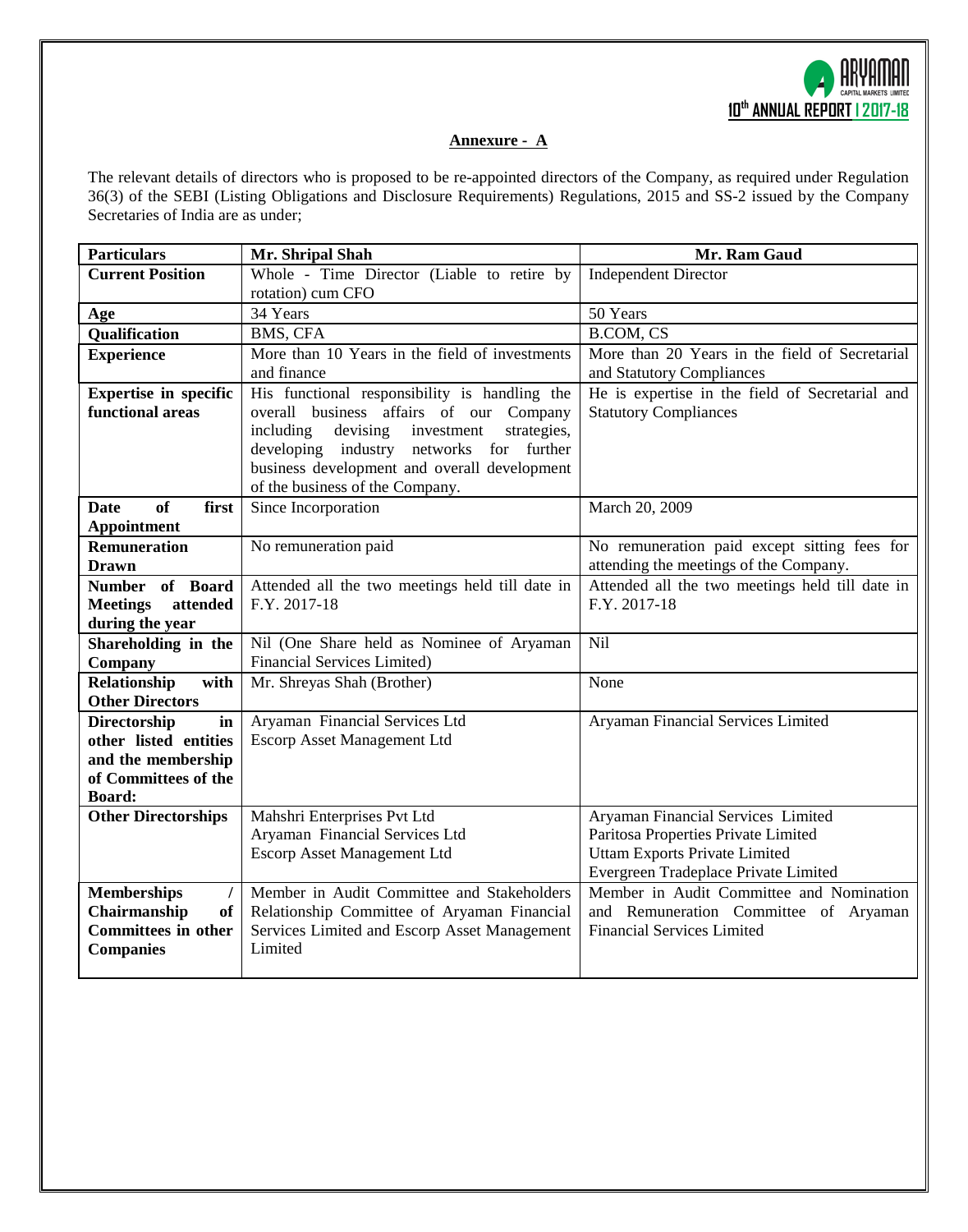## Annexure - A

The relevant details of directors who is proposed to be re-appointed directors of the Company, as required under Regulation 36(3) of the SEBI (Listing Obligations and Disclosure Requirements) Regulations, 2015 and SS-2 issued by the Company Secretaries of India are as under;

| Particulars | Mr. Shripal Shah | Mr. Ram Gaud |
|---|---|---|
| **Current Position** | Whole - Time Director (Liable to retire by rotation) cum CFO | Independent Director |
| **Age** | 34 Years | 50 Years |
| **Qualification** | BMS, CFA | B.COM, CS |
| **Experience** | More than 10 Years in the field of investments and finance | More than 20 Years in the field of Secretarial and Statutory Compliances |
| **Expertise in specific functional areas** | His functional responsibility is handling the overall business affairs of our Company including devising investment strategies, developing industry networks for further business development and overall development of the business of the Company. | He is expertise in the field of Secretarial and Statutory Compliances |
| **Date of first Appointment** | Since Incorporation | March 20, 2009 |
| **Remuneration Drawn** | No remuneration paid | No remuneration paid except sitting fees for attending the meetings of the Company. |
| **Number of Board Meetings attended during the year** | Attended all the two meetings held till date in F.Y. 2017-18 | Attended all the two meetings held till date in F.Y. 2017-18 |
| **Shareholding in the Company** | Nil (One Share held as Nominee of Aryaman Financial Services Limited) | Nil |
| **Relationship with Other Directors** | Mr. Shreyas Shah (Brother) | None |
| **Directorship in other listed entities and the membership of Committees of the Board:** | Aryaman Financial Services Ltd<br>Escorp Asset Management Ltd | Aryaman Financial Services Limited |
| **Other Directorships** | Mahshri Enterprises Pvt Ltd<br>Aryaman Financial Services Ltd<br>Escorp Asset Management Ltd | Aryaman Financial Services Limited<br>Paritosa Properties Private Limited<br>Uttam Exports Private Limited<br>Evergreen Tradeplace Private Limited |
| **Memberships / Chairmanship of Committees in other Companies** | Member in Audit Committee and Stakeholders Relationship Committee of Aryaman Financial Services Limited and Escorp Asset Management Limited | Member in Audit Committee and Nomination and Remuneration Committee of Aryaman Financial Services Limited |